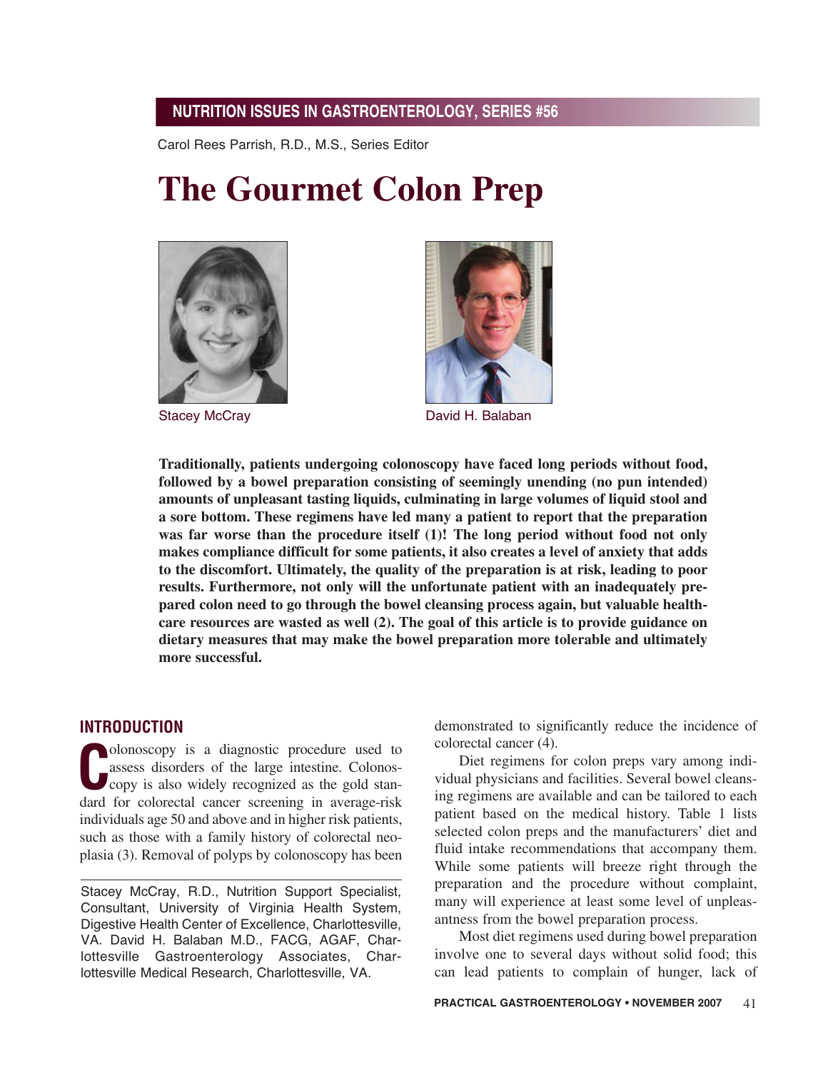NUTRITION ISSUES IN GASTROENTEROLOGY, SERIES #56

Carol Rees Parrish, R.D., M.S., Series Editor

# The Gourmet Colon Prep

Stacey McCray

David H. Balaban

**Traditionally, patients undergoing colonoscopy have faced long periods without food, followed by a bowel preparation consisting of seemingly unending (no pun intended) amounts of unpleasant tasting liquids, culminating in large volumes of liquid stool and a sore bottom. These regimens have led many a patient to report that the preparation was far worse than the procedure itself (1)! The long period without food not only makes compliance difficult for some patients, it also creates a level of anxiety that adds to the discomfort. Ultimately, the quality of the preparation is at risk, leading to poor results. Furthermore, not only will the unfortunate patient with an inadequately prepared colon need to go through the bowel cleansing process again, but valuable healthcare resources are wasted as well (2). The goal of this article is to provide guidance on dietary measures that may make the bowel preparation more tolerable and ultimately more successful.**

## INTRODUCTION

Colonoscopy is a diagnostic procedure used to assess disorders of the large intestine. Colonoscopy is also widely recognized as the gold standard for colorectal cancer screening in average-risk individuals age 50 and above and in higher risk patients, such as those with a family history of colorectal neoplasia (3). Removal of polyps by colonoscopy has been demonstrated to significantly reduce the incidence of colorectal cancer (4).

Diet regimens for colon preps vary among individual physicians and facilities. Several bowel cleansing regimens are available and can be tailored to each patient based on the medical history. Table 1 lists selected colon preps and the manufacturers' diet and fluid intake recommendations that accompany them. While some patients will breeze right through the preparation and the procedure without complaint, many will experience at least some level of unpleasantness from the bowel preparation process.

Most diet regimens used during bowel preparation involve one to several days without solid food; this can lead patients to complain of hunger, lack of

Stacey McCray, R.D., Nutrition Support Specialist, Consultant, University of Virginia Health System, Digestive Health Center of Excellence, Charlottesville, VA. David H. Balaban M.D., FACG, AGAF, Charlottesville Gastroenterology Associates, Charlottesville Medical Research, Charlottesville, VA.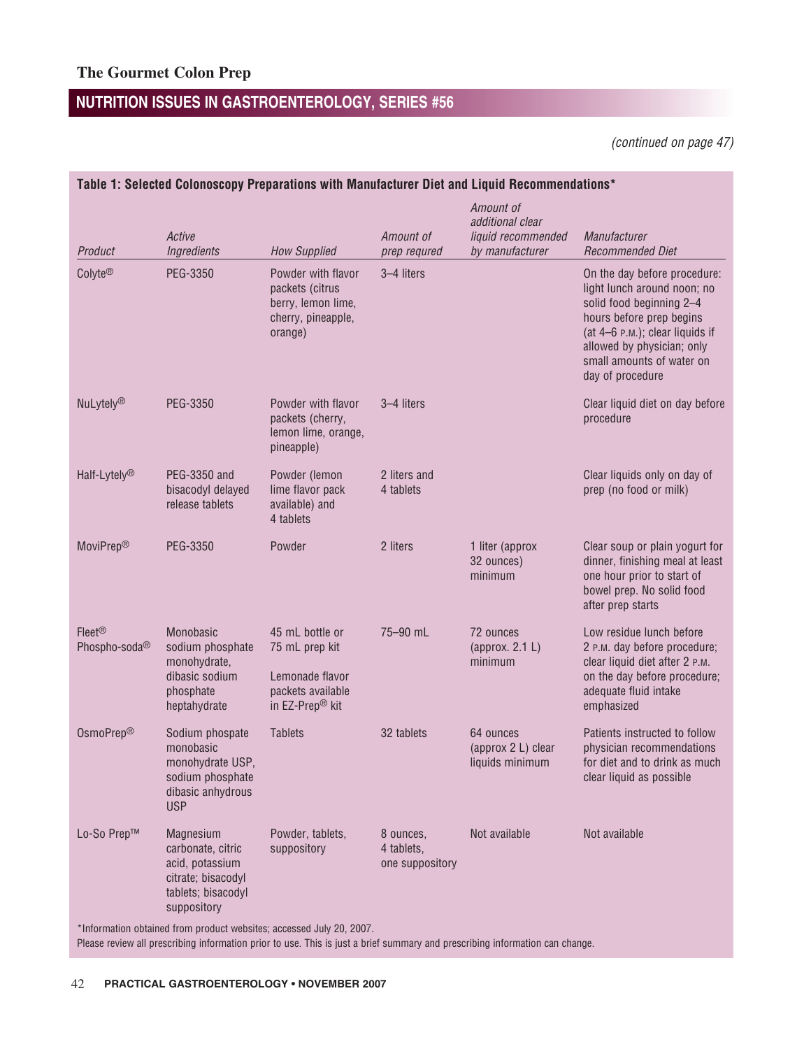(continued on page 47)

**Table 1: Selected Colonoscopy Preparations with Manufacturer Diet and Liquid Recommendations***

| *Product* | *Active Ingredients* | *How Supplied* | *Amount of prep requred* | *Amount of additional clear liquid recommended by manufacturer* | *Manufacturer Recommended Diet* |
|---|---|---|---|---|---|
| Colyte® | PEG-3350 | Powder with flavor packets (citrus berry, lemon lime, cherry, pineapple, orange) | 3–4 liters | | On the day before procedure: light lunch around noon; no solid food beginning 2–4 hours before prep begins (at 4–6 P.M.); clear liquids if allowed by physician; only small amounts of water on day of procedure |
| NuLytely® | PEG-3350 | Powder with flavor packets (cherry, lemon lime, orange, pineapple) | 3–4 liters | | Clear liquid diet on day before procedure |
| Half-Lytely® | PEG-3350 and bisacodyl delayed release tablets | Powder (lemon lime flavor pack available) and 4 tablets | 2 liters and 4 tablets | | Clear liquids only on day of prep (no food or milk) |
| MoviPrep® | PEG-3350 | Powder | 2 liters | 1 liter (approx 32 ounces) minimum | Clear soup or plain yogurt for dinner, finishing meal at least one hour prior to start of bowel prep. No solid food after prep starts |
| Fleet® Phospho-soda® | Monobasic sodium phosphate monohydrate, dibasic sodium phosphate heptahydrate | 45 mL bottle or 75 mL prep kit<br><br>Lemonade flavor packets available in EZ-Prep® kit | 75–90 mL | 72 ounces (approx. 2.1 L) minimum | Low residue lunch before 2 P.M. day before procedure; clear liquid diet after 2 P.M. on the day before procedure; adequate fluid intake emphasized |
| OsmoPrep® | Sodium phospate monobasic monohydrate USP, sodium phosphate dibasic anhydrous USP | Tablets | 32 tablets | 64 ounces (approx 2 L) clear liquids minimum | Patients instructed to follow physician recommendations for diet and to drink as much clear liquid as possible |
| Lo-So Prep™ | Magnesium carbonate, citric acid, potassium citrate; bisacodyl tablets; bisacodyl suppository | Powder, tablets, suppository | 8 ounces, 4 tablets, one suppository | Not available | Not available |

*Information obtained from product websites; accessed July 20, 2007.
Please review all prescribing information prior to use. This is just a brief summary and prescribing information can change.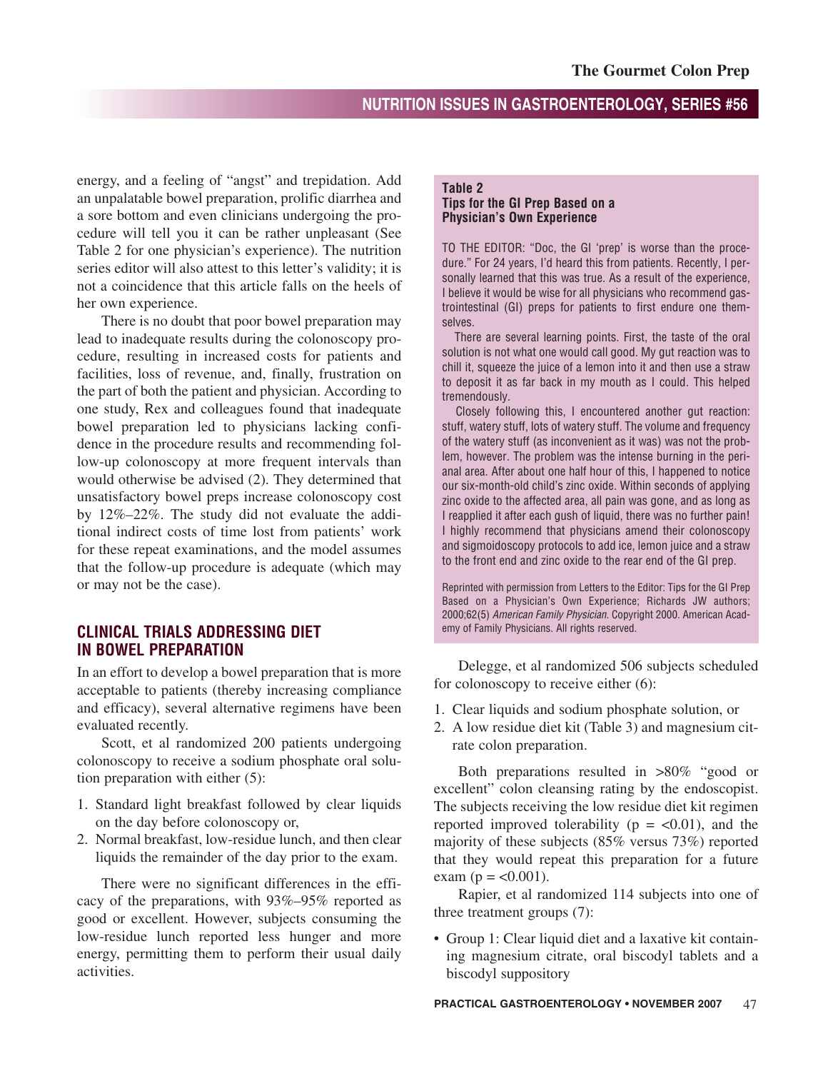energy, and a feeling of "angst" and trepidation. Add an unpalatable bowel preparation, prolific diarrhea and a sore bottom and even clinicians undergoing the procedure will tell you it can be rather unpleasant (See Table 2 for one physician's experience). The nutrition series editor will also attest to this letter's validity; it is not a coincidence that this article falls on the heels of her own experience.

There is no doubt that poor bowel preparation may lead to inadequate results during the colonoscopy procedure, resulting in increased costs for patients and facilities, loss of revenue, and, finally, frustration on the part of both the patient and physician. According to one study, Rex and colleagues found that inadequate bowel preparation led to physicians lacking confidence in the procedure results and recommending follow-up colonoscopy at more frequent intervals than would otherwise be advised (2). They determined that unsatisfactory bowel preps increase colonoscopy cost by 12%–22%. The study did not evaluate the additional indirect costs of time lost from patients' work for these repeat examinations, and the model assumes that the follow-up procedure is adequate (which may or may not be the case).

## CLINICAL TRIALS ADDRESSING DIET IN BOWEL PREPARATION

In an effort to develop a bowel preparation that is more acceptable to patients (thereby increasing compliance and efficacy), several alternative regimens have been evaluated recently.

Scott, et al randomized 200 patients undergoing colonoscopy to receive a sodium phosphate oral solution preparation with either (5):

1. Standard light breakfast followed by clear liquids on the day before colonoscopy or,
2. Normal breakfast, low-residue lunch, and then clear liquids the remainder of the day prior to the exam.

There were no significant differences in the efficacy of the preparations, with 93%–95% reported as good or excellent. However, subjects consuming the low-residue lunch reported less hunger and more energy, permitting them to perform their usual daily activities.

**Table 2**
**Tips for the GI Prep Based on a Physician's Own Experience**

TO THE EDITOR: "Doc, the GI 'prep' is worse than the procedure." For 24 years, I'd heard this from patients. Recently, I personally learned that this was true. As a result of the experience, I believe it would be wise for all physicians who recommend gastrointestinal (GI) preps for patients to first endure one themselves.

There are several learning points. First, the taste of the oral solution is not what one would call good. My gut reaction was to chill it, squeeze the juice of a lemon into it and then use a straw to deposit it as far back in my mouth as I could. This helped tremendously.

Closely following this, I encountered another gut reaction: stuff, watery stuff, lots of watery stuff. The volume and frequency of the watery stuff (as inconvenient as it was) was not the problem, however. The problem was the intense burning in the perianal area. After about one half hour of this, I happened to notice our six-month-old child's zinc oxide. Within seconds of applying zinc oxide to the affected area, all pain was gone, and as long as I reapplied it after each gush of liquid, there was no further pain! I highly recommend that physicians amend their colonoscopy and sigmoidoscopy protocols to add ice, lemon juice and a straw to the front end and zinc oxide to the rear end of the GI prep.

Reprinted with permission from Letters to the Editor: Tips for the GI Prep Based on a Physician's Own Experience; Richards JW authors; 2000;62(5) *American Family Physician*. Copyright 2000. American Academy of Family Physicians. All rights reserved.

Delegge, et al randomized 506 subjects scheduled for colonoscopy to receive either (6):

1. Clear liquids and sodium phosphate solution, or
2. A low residue diet kit (Table 3) and magnesium citrate colon preparation.

Both preparations resulted in >80% "good or excellent" colon cleansing rating by the endoscopist. The subjects receiving the low residue diet kit regimen reported improved tolerability ($p = <0.01$), and the majority of these subjects (85% versus 73%) reported that they would repeat this preparation for a future exam ($p = <0.001$).

Rapier, et al randomized 114 subjects into one of three treatment groups (7):

- Group 1: Clear liquid diet and a laxative kit containing magnesium citrate, oral biscodyl tablets and a biscodyl suppository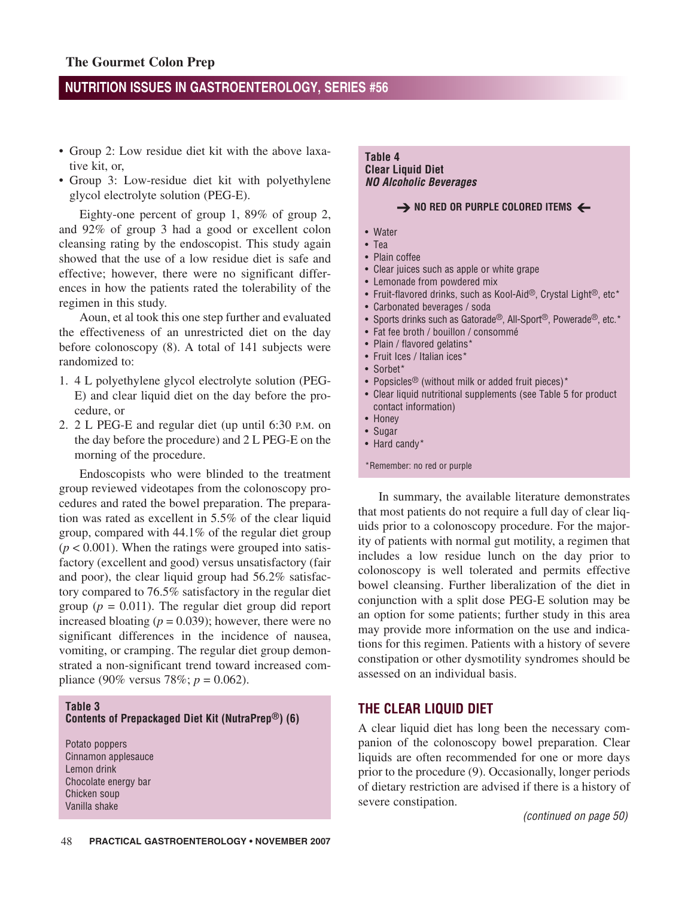- Group 2: Low residue diet kit with the above laxative kit, or,
- Group 3: Low-residue diet kit with polyethylene glycol electrolyte solution (PEG-E).

Eighty-one percent of group 1, 89% of group 2, and 92% of group 3 had a good or excellent colon cleansing rating by the endoscopist. This study again showed that the use of a low residue diet is safe and effective; however, there were no significant differences in how the patients rated the tolerability of the regimen in this study.

Aoun, et al took this one step further and evaluated the effectiveness of an unrestricted diet on the day before colonoscopy (8). A total of 141 subjects were randomized to:

1. 4 L polyethylene glycol electrolyte solution (PEG-E) and clear liquid diet on the day before the procedure, or
2. 2 L PEG-E and regular diet (up until 6:30 P.M. on the day before the procedure) and 2 L PEG-E on the morning of the procedure.

Endoscopists who were blinded to the treatment group reviewed videotapes from the colonoscopy procedures and rated the bowel preparation. The preparation was rated as excellent in 5.5% of the clear liquid group, compared with 44.1% of the regular diet group ($p < 0.001$). When the ratings were grouped into satisfactory (excellent and good) versus unsatisfactory (fair and poor), the clear liquid group had 56.2% satisfactory compared to 76.5% satisfactory in the regular diet group ($p = 0.011$). The regular diet group did report increased bloating ($p = 0.039$); however, there were no significant differences in the incidence of nausea, vomiting, or cramping. The regular diet group demonstrated a non-significant trend toward increased compliance (90% versus 78%; $p = 0.062$).

**Table 3**
**Contents of Prepackaged Diet Kit (NutraPrep®) (6)**

Potato poppers
Cinnamon applesauce
Lemon drink
Chocolate energy bar
Chicken soup
Vanilla shake

**Table 4**
**Clear Liquid Diet**
***NO Alcoholic Beverages***

**→ NO RED OR PURPLE COLORED ITEMS ←**

- Water
- Tea
- Plain coffee
- Clear juices such as apple or white grape
- Lemonade from powdered mix
- Fruit-flavored drinks, such as Kool-Aid®, Crystal Light®, etc*
- Carbonated beverages / soda
- Sports drinks such as Gatorade®, All-Sport®, Powerade®, etc.*
- Fat fee broth / bouillon / consommé
- Plain / flavored gelatins*
- Fruit Ices / Italian ices*
- Sorbet*
- Popsicles® (without milk or added fruit pieces)*
- Clear liquid nutritional supplements (see Table 5 for product contact information)
- Honey
- Sugar
- Hard candy*

*Remember: no red or purple

In summary, the available literature demonstrates that most patients do not require a full day of clear liquids prior to a colonoscopy procedure. For the majority of patients with normal gut motility, a regimen that includes a low residue lunch on the day prior to colonoscopy is well tolerated and permits effective bowel cleansing. Further liberalization of the diet in conjunction with a split dose PEG-E solution may be an option for some patients; further study in this area may provide more information on the use and indications for this regimen. Patients with a history of severe constipation or other dysmotility syndromes should be assessed on an individual basis.

## THE CLEAR LIQUID DIET

A clear liquid diet has long been the necessary companion of the colonoscopy bowel preparation. Clear liquids are often recommended for one or more days prior to the procedure (9). Occasionally, longer periods of dietary restriction are advised if there is a history of severe constipation.

*(continued on page 50)*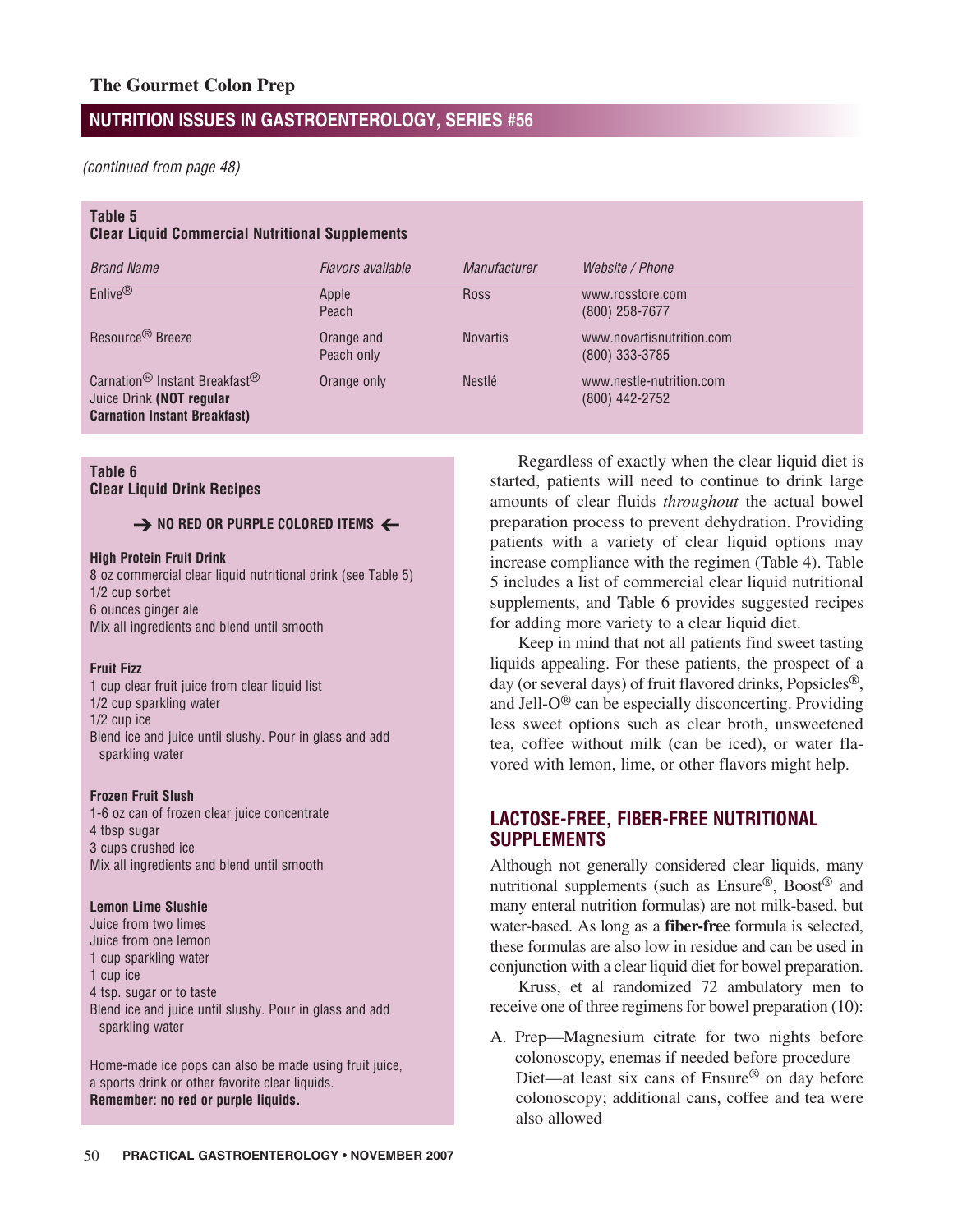*(continued from page 48)*

**Table 5**
**Clear Liquid Commercial Nutritional Supplements**

| *Brand Name* | *Flavors available* | *Manufacturer* | *Website / Phone* |
|---|---|---|---|
| Enlive® | Apple<br>Peach | Ross | www.rosstore.com<br>(800) 258-7677 |
| Resource® Breeze | Orange and Peach only | Novartis | www.novartisnutrition.com<br>(800) 333-3785 |
| Carnation® Instant Breakfast® Juice Drink **(NOT regular Carnation Instant Breakfast)** | Orange only | Nestlé | www.nestle-nutrition.com<br>(800) 442-2752 |

**Table 6**
**Clear Liquid Drink Recipes**

**➔ NO RED OR PURPLE COLORED ITEMS ➔**

**High Protein Fruit Drink**
8 oz commercial clear liquid nutritional drink (see Table 5)
1/2 cup sorbet
6 ounces ginger ale
Mix all ingredients and blend until smooth

**Fruit Fizz**
1 cup clear fruit juice from clear liquid list
1/2 cup sparkling water
1/2 cup ice
Blend ice and juice until slushy. Pour in glass and add sparkling water

**Frozen Fruit Slush**
1-6 oz can of frozen clear juice concentrate
4 tbsp sugar
3 cups crushed ice
Mix all ingredients and blend until smooth

**Lemon Lime Slushie**
Juice from two limes
Juice from one lemon
1 cup sparkling water
1 cup ice
4 tsp. sugar or to taste
Blend ice and juice until slushy. Pour in glass and add sparkling water

Home-made ice pops can also be made using fruit juice, a sports drink or other favorite clear liquids.
**Remember: no red or purple liquids.**

Regardless of exactly when the clear liquid diet is started, patients will need to continue to drink large amounts of clear fluids *throughout* the actual bowel preparation process to prevent dehydration. Providing patients with a variety of clear liquid options may increase compliance with the regimen (Table 4). Table 5 includes a list of commercial clear liquid nutritional supplements, and Table 6 provides suggested recipes for adding more variety to a clear liquid diet.

Keep in mind that not all patients find sweet tasting liquids appealing. For these patients, the prospect of a day (or several days) of fruit flavored drinks, Popsicles®, and Jell-O® can be especially disconcerting. Providing less sweet options such as clear broth, unsweetened tea, coffee without milk (can be iced), or water flavored with lemon, lime, or other flavors might help.

## LACTOSE-FREE, FIBER-FREE NUTRITIONAL SUPPLEMENTS

Although not generally considered clear liquids, many nutritional supplements (such as Ensure®, Boost® and many enteral nutrition formulas) are not milk-based, but water-based. As long as a **fiber-free** formula is selected, these formulas are also low in residue and can be used in conjunction with a clear liquid diet for bowel preparation.

Kruss, et al randomized 72 ambulatory men to receive one of three regimens for bowel preparation (10):

A. Prep—Magnesium citrate for two nights before colonoscopy, enemas if needed before procedure
Diet—at least six cans of Ensure® on day before colonoscopy; additional cans, coffee and tea were also allowed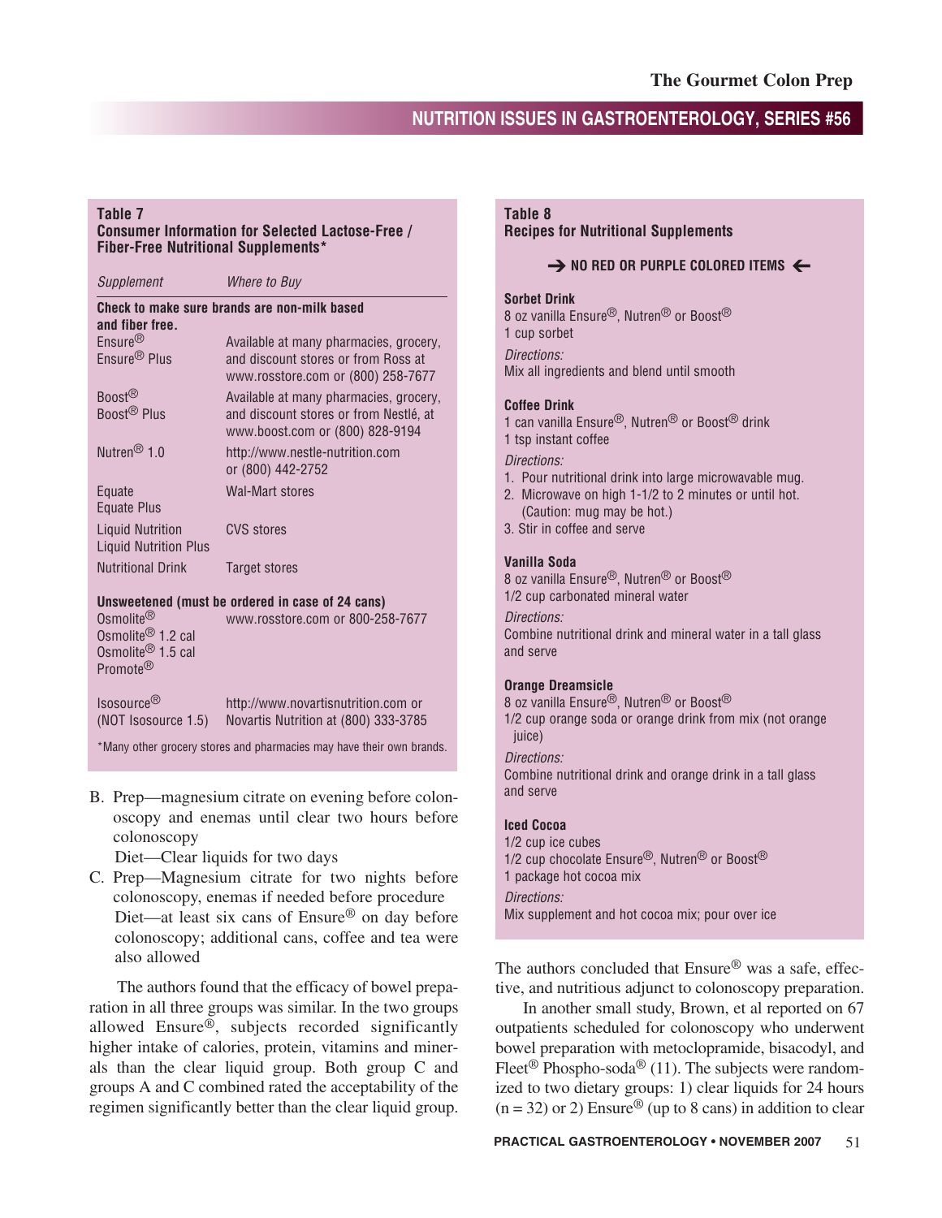**Table 7**
**Consumer Information for Selected Lactose-Free / Fiber-Free Nutritional Supplements***

| *Supplement* | *Where to Buy* |
|---|---|
| **Check to make sure brands are non-milk based and fiber free.** | |
| Ensure® <br> Ensure® Plus | Available at many pharmacies, grocery, and discount stores or from Ross at www.rosstore.com or (800) 258-7677 |
| Boost® <br> Boost® Plus | Available at many pharmacies, grocery, and discount stores or from Nestlé, at www.boost.com or (800) 828-9194 |
| Nutren® 1.0 | http://www.nestle-nutrition.com or (800) 442-2752 |
| Equate <br> Equate Plus | Wal-Mart stores |
| Liquid Nutrition <br> Liquid Nutrition Plus | CVS stores |
| Nutritional Drink | Target stores |
| **Unsweetened (must be ordered in case of 24 cans)** | |
| Osmolite® <br> Osmolite® 1.2 cal <br> Osmolite® 1.5 cal <br> Promote® | www.rosstore.com or 800-258-7677 |
| Isosource® <br> (NOT Isosource 1.5) | http://www.novartisnutrition.com or Novartis Nutrition at (800) 333-3785 |

*Many other grocery stores and pharmacies may have their own brands.

B. Prep—magnesium citrate on evening before colonoscopy and enemas until clear two hours before colonoscopy
   Diet—Clear liquids for two days
C. Prep—Magnesium citrate for two nights before colonoscopy, enemas if needed before procedure
   Diet—at least six cans of Ensure® on day before colonoscopy; additional cans, coffee and tea were also allowed

The authors found that the efficacy of bowel preparation in all three groups was similar. In the two groups allowed Ensure®, subjects recorded significantly higher intake of calories, protein, vitamins and minerals than the clear liquid group. Both group C and groups A and C combined rated the acceptability of the regimen significantly better than the clear liquid group.

**Table 8**
**Recipes for Nutritional Supplements**

**➔ NO RED OR PURPLE COLORED ITEMS ←**

**Sorbet Drink**
8 oz vanilla Ensure®, Nutren® or Boost®
1 cup sorbet

*Directions:*
Mix all ingredients and blend until smooth

**Coffee Drink**
1 can vanilla Ensure®, Nutren® or Boost® drink
1 tsp instant coffee

*Directions:*
1. Pour nutritional drink into large microwavable mug.
2. Microwave on high 1-1/2 to 2 minutes or until hot. (Caution: mug may be hot.)
3. Stir in coffee and serve

**Vanilla Soda**
8 oz vanilla Ensure®, Nutren® or Boost®
1/2 cup carbonated mineral water

*Directions:*
Combine nutritional drink and mineral water in a tall glass and serve

**Orange Dreamsicle**
8 oz vanilla Ensure®, Nutren® or Boost®
1/2 cup orange soda or orange drink from mix (not orange juice)

*Directions:*
Combine nutritional drink and orange drink in a tall glass and serve

**Iced Cocoa**
1/2 cup ice cubes
1/2 cup chocolate Ensure®, Nutren® or Boost®
1 package hot cocoa mix

*Directions:*
Mix supplement and hot cocoa mix; pour over ice

The authors concluded that Ensure® was a safe, effective, and nutritious adjunct to colonoscopy preparation.

In another small study, Brown, et al reported on 67 outpatients scheduled for colonoscopy who underwent bowel preparation with metoclopramide, bisacodyl, and Fleet® Phospho-soda® (11). The subjects were randomized to two dietary groups: 1) clear liquids for 24 hours ($n = 32$) or 2) Ensure® (up to 8 cans) in addition to clear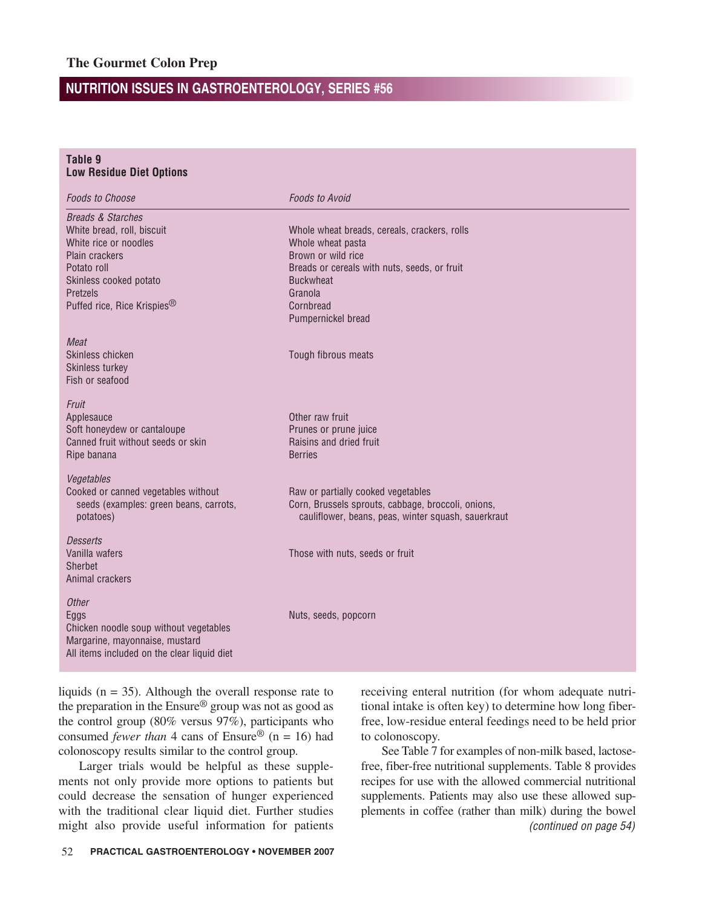**Table 9**
**Low Residue Diet Options**

| *Foods to Choose* | *Foods to Avoid* |
|---|---|
| *Breads & Starches* | |
| White bread, roll, biscuit | Whole wheat breads, cereals, crackers, rolls |
| White rice or noodles | Whole wheat pasta |
| Plain crackers | Brown or wild rice |
| Potato roll | Breads or cereals with nuts, seeds, or fruit |
| Skinless cooked potato | Buckwheat |
| Pretzels | Granola |
| Puffed rice, Rice Krispies® | Cornbread |
| | Pumpernickel bread |
| *Meat* | |
| Skinless chicken | Tough fibrous meats |
| Skinless turkey | |
| Fish or seafood | |
| *Fruit* | |
| Applesauce | Other raw fruit |
| Soft honeydew or cantaloupe | Prunes or prune juice |
| Canned fruit without seeds or skin | Raisins and dried fruit |
| Ripe banana | Berries |
| *Vegetables* | |
| Cooked or canned vegetables without seeds (examples: green beans, carrots, potatoes) | Raw or partially cooked vegetables; Corn, Brussels sprouts, cabbage, broccoli, onions, cauliflower, beans, peas, winter squash, sauerkraut |
| *Desserts* | |
| Vanilla wafers | Those with nuts, seeds or fruit |
| Sherbet | |
| Animal crackers | |
| *Other* | |
| Eggs | Nuts, seeds, popcorn |
| Chicken noodle soup without vegetables | |
| Margarine, mayonnaise, mustard | |
| All items included on the clear liquid diet | |

liquids (n = 35). Although the overall response rate to the preparation in the Ensure® group was not as good as the control group (80% versus 97%), participants who consumed *fewer than* 4 cans of Ensure® (n = 16) had colonoscopy results similar to the control group.

Larger trials would be helpful as these supplements not only provide more options to patients but could decrease the sensation of hunger experienced with the traditional clear liquid diet. Further studies might also provide useful information for patients receiving enteral nutrition (for whom adequate nutritional intake is often key) to determine how long fiber-free, low-residue enteral feedings need to be held prior to colonoscopy.

See Table 7 for examples of non-milk based, lactose-free, fiber-free nutritional supplements. Table 8 provides recipes for use with the allowed commercial nutritional supplements. Patients may also use these allowed supplements in coffee (rather than milk) during the bowel

*(continued on page 54)*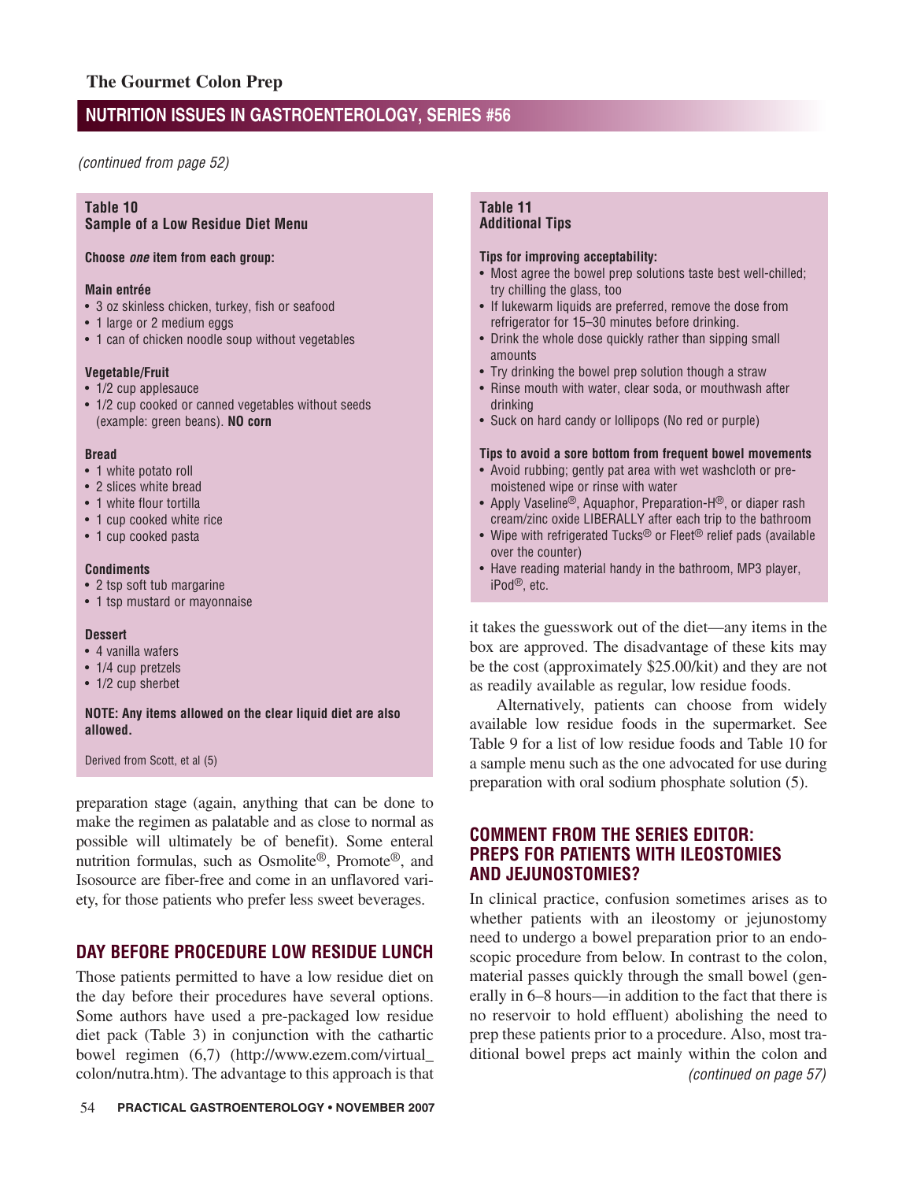*(continued from page 52)*

**Table 10**
**Sample of a Low Residue Diet Menu**

**Choose *one* item from each group:**

**Main entrée**
- 3 oz skinless chicken, turkey, fish or seafood
- 1 large or 2 medium eggs
- 1 can of chicken noodle soup without vegetables

**Vegetable/Fruit**
- 1/2 cup applesauce
- 1/2 cup cooked or canned vegetables without seeds (example: green beans). **NO corn**

**Bread**
- 1 white potato roll
- 2 slices white bread
- 1 white flour tortilla
- 1 cup cooked white rice
- 1 cup cooked pasta

**Condiments**
- 2 tsp soft tub margarine
- 1 tsp mustard or mayonnaise

**Dessert**
- 4 vanilla wafers
- 1/4 cup pretzels
- 1/2 cup sherbet

**NOTE: Any items allowed on the clear liquid diet are also allowed.**

Derived from Scott, et al (5)

preparation stage (again, anything that can be done to make the regimen as palatable and as close to normal as possible will ultimately be of benefit). Some enteral nutrition formulas, such as Osmolite®, Promote®, and Isosource are fiber-free and come in an unflavored variety, for those patients who prefer less sweet beverages.

## DAY BEFORE PROCEDURE LOW RESIDUE LUNCH

Those patients permitted to have a low residue diet on the day before their procedures have several options. Some authors have used a pre-packaged low residue diet pack (Table 3) in conjunction with the cathartic bowel regimen (6,7) (http://www.ezem.com/virtual_colon/nutra.htm). The advantage to this approach is that it takes the guesswork out of the diet—any items in the box are approved. The disadvantage of these kits may be the cost (approximately $25.00/kit) and they are not as readily available as regular, low residue foods.

Alternatively, patients can choose from widely available low residue foods in the supermarket. See Table 9 for a list of low residue foods and Table 10 for a sample menu such as the one advocated for use during preparation with oral sodium phosphate solution (5).

**Table 11**
**Additional Tips**

**Tips for improving acceptability:**
- Most agree the bowel prep solutions taste best well-chilled; try chilling the glass, too
- If lukewarm liquids are preferred, remove the dose from refrigerator for 15–30 minutes before drinking.
- Drink the whole dose quickly rather than sipping small amounts
- Try drinking the bowel prep solution though a straw
- Rinse mouth with water, clear soda, or mouthwash after drinking
- Suck on hard candy or lollipops (No red or purple)

**Tips to avoid a sore bottom from frequent bowel movements**
- Avoid rubbing; gently pat area with wet washcloth or pre-moistened wipe or rinse with water
- Apply Vaseline®, Aquaphor, Preparation-H®, or diaper rash cream/zinc oxide LIBERALLY after each trip to the bathroom
- Wipe with refrigerated Tucks® or Fleet® relief pads (available over the counter)
- Have reading material handy in the bathroom, MP3 player, iPod®, etc.

## COMMENT FROM THE SERIES EDITOR: PREPS FOR PATIENTS WITH ILEOSTOMIES AND JEJUNOSTOMIES?

In clinical practice, confusion sometimes arises as to whether patients with an ileostomy or jejunostomy need to undergo a bowel preparation prior to an endoscopic procedure from below. In contrast to the colon, material passes quickly through the small bowel (generally in 6–8 hours—in addition to the fact that there is no reservoir to hold effluent) abolishing the need to prep these patients prior to a procedure. Also, most traditional bowel preps act mainly within the colon and

*(continued on page 57)*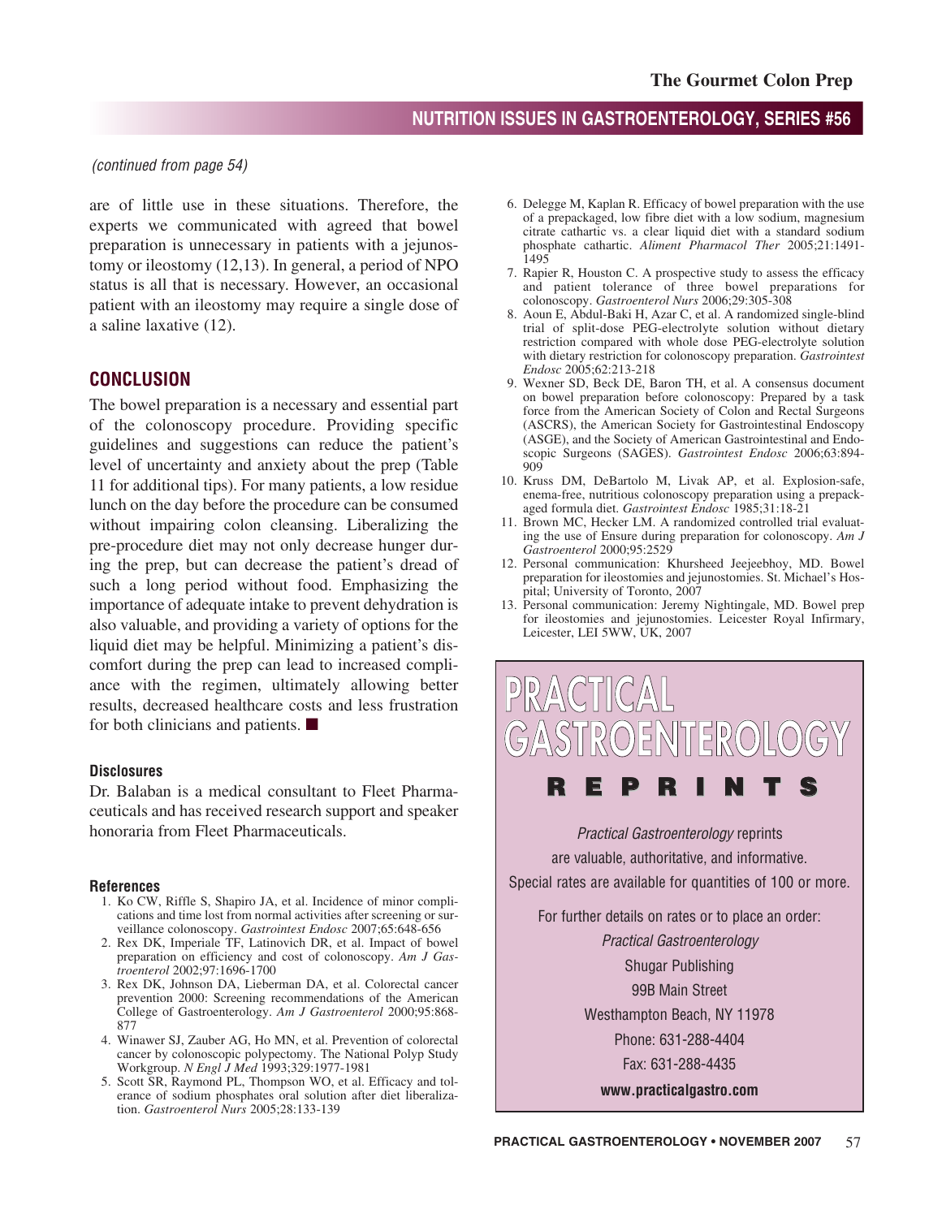*(continued from page 54)*

are of little use in these situations. Therefore, the experts we communicated with agreed that bowel preparation is unnecessary in patients with a jejunostomy or ileostomy (12,13). In general, a period of NPO status is all that is necessary. However, an occasional patient with an ileostomy may require a single dose of a saline laxative (12).

## CONCLUSION

The bowel preparation is a necessary and essential part of the colonoscopy procedure. Providing specific guidelines and suggestions can reduce the patient's level of uncertainty and anxiety about the prep (Table 11 for additional tips). For many patients, a low residue lunch on the day before the procedure can be consumed without impairing colon cleansing. Liberalizing the pre-procedure diet may not only decrease hunger during the prep, but can decrease the patient's dread of such a long period without food. Emphasizing the importance of adequate intake to prevent dehydration is also valuable, and providing a variety of options for the liquid diet may be helpful. Minimizing a patient's discomfort during the prep can lead to increased compliance with the regimen, ultimately allowing better results, decreased healthcare costs and less frustration for both clinicians and patients. ■

### Disclosures

Dr. Balaban is a medical consultant to Fleet Pharmaceuticals and has received research support and speaker honoraria from Fleet Pharmaceuticals.

### References

1. Ko CW, Riffle S, Shapiro JA, et al. Incidence of minor complications and time lost from normal activities after screening or surveillance colonoscopy. *Gastrointest Endosc* 2007;65:648-656
2. Rex DK, Imperiale TF, Latinovich DR, et al. Impact of bowel preparation on efficiency and cost of colonoscopy. *Am J Gastroenterol* 2002;97:1696-1700
3. Rex DK, Johnson DA, Lieberman DA, et al. Colorectal cancer prevention 2000: Screening recommendations of the American College of Gastroenterology. *Am J Gastroenterol* 2000;95:868-877
4. Winawer SJ, Zauber AG, Ho MN, et al. Prevention of colorectal cancer by colonoscopic polypectomy. The National Polyp Study Workgroup. *N Engl J Med* 1993;329:1977-1981
5. Scott SR, Raymond PL, Thompson WO, et al. Efficacy and tolerance of sodium phosphates oral solution after diet liberalization. *Gastroenterol Nurs* 2005;28:133-139
6. Delegge M, Kaplan R. Efficacy of bowel preparation with the use of a prepackaged, low fibre diet with a low sodium, magnesium citrate cathartic vs. a clear liquid diet with a standard sodium phosphate cathartic. *Aliment Pharmacol Ther* 2005;21:1491-1495
7. Rapier R, Houston C. A prospective study to assess the efficacy and patient tolerance of three bowel preparations for colonoscopy. *Gastroenterol Nurs* 2006;29:305-308
8. Aoun E, Abdul-Baki H, Azar C, et al. A randomized single-blind trial of split-dose PEG-electrolyte solution without dietary restriction compared with whole dose PEG-electrolyte solution with dietary restriction for colonoscopy preparation. *Gastrointest Endosc* 2005;62:213-218
9. Wexner SD, Beck DE, Baron TH, et al. A consensus document on bowel preparation before colonoscopy: Prepared by a task force from the American Society of Colon and Rectal Surgeons (ASCRS), the American Society for Gastrointestinal Endoscopy (ASGE), and the Society of American Gastrointestinal and Endoscopic Surgeons (SAGES). *Gastrointest Endosc* 2006;63:894-909
10. Kruss DM, DeBartolo M, Livak AP, et al. Explosion-safe, enema-free, nutritious colonoscopy preparation using a prepackaged formula diet. *Gastrointest Endosc* 1985;31:18-21
11. Brown MC, Hecker LM. A randomized controlled trial evaluating the use of Ensure during preparation for colonoscopy. *Am J Gastroenterol* 2000;95:2529
12. Personal communication: Khursheed Jeejeebhoy, MD. Bowel preparation for ileostomies and jejunostomies. St. Michael's Hospital; University of Toronto, 2007
13. Personal communication: Jeremy Nightingale, MD. Bowel prep for ileostomies and jejunostomies. Leicester Royal Infirmary, Leicester, LEI 5WW, UK, 2007

PRACTICAL GASTROENTEROLOGY

REPRINTS

*Practical Gastroenterology* reprints are valuable, authoritative, and informative.
Special rates are available for quantities of 100 or more.

For further details on rates or to place an order:
*Practical Gastroenterology*
Shugar Publishing
99B Main Street
Westhampton Beach, NY 11978
Phone: 631-288-4404
Fax: 631-288-4435
**www.practicalgastro.com**